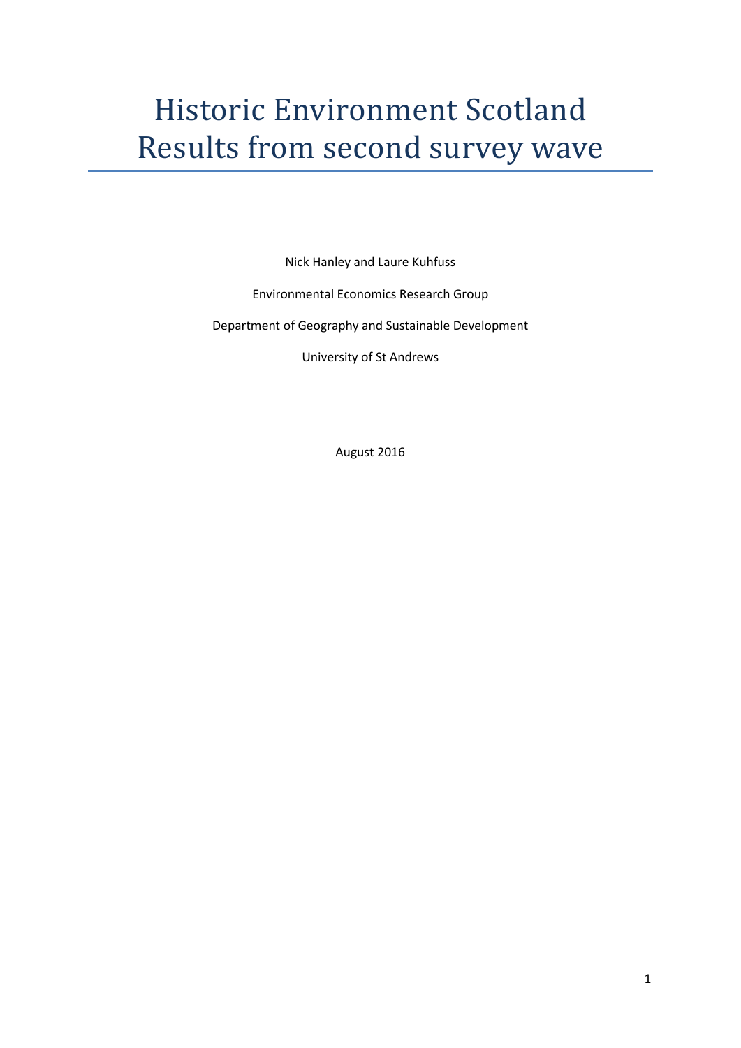# Historic Environment Scotland Results from second survey wave

Nick Hanley and Laure Kuhfuss

Environmental Economics Research Group

Department of Geography and Sustainable Development

University of St Andrews

August 2016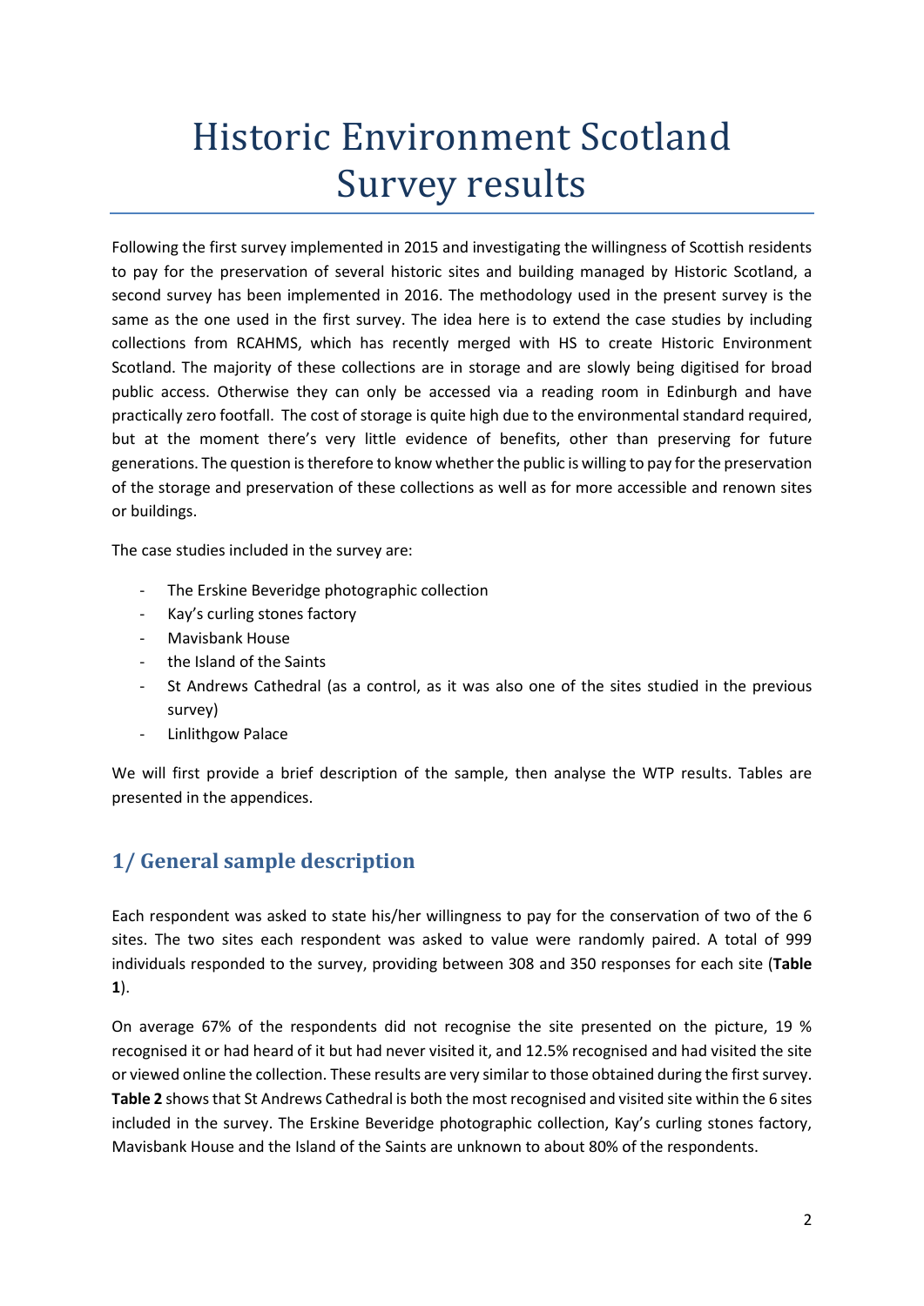# Historic Environment Scotland Survey results

Following the first survey implemented in 2015 and investigating the willingness of Scottish residents to pay for the preservation of several historic sites and building managed by Historic Scotland, a second survey has been implemented in 2016. The methodology used in the present survey is the same as the one used in the first survey. The idea here is to extend the case studies by including collections from RCAHMS, which has recently merged with HS to create Historic Environment Scotland. The majority of these collections are in storage and are slowly being digitised for broad public access. Otherwise they can only be accessed via a reading room in Edinburgh and have practically zero footfall. The cost of storage is quite high due to the environmental standard required, but at the moment there's very little evidence of benefits, other than preserving for future generations. The question is therefore to know whether the public is willing to pay for the preservation of the storage and preservation of these collections as well as for more accessible and renown sites or buildings.

The case studies included in the survey are:

- The Erskine Beveridge photographic collection
- Kay's curling stones factory
- Mavisbank House
- the Island of the Saints
- St Andrews Cathedral (as a control, as it was also one of the sites studied in the previous survey)
- Linlithgow Palace

We will first provide a brief description of the sample, then analyse the WTP results. Tables are presented in the appendices.

## 1/ General sample description

Each respondent was asked to state his/her willingness to pay for the conservation of two of the 6 sites. The two sites each respondent was asked to value were randomly paired. A total of 999 individuals responded to the survey, providing between 308 and 350 responses for each site (**Table 1**).

On average 67% of the respondents did not recognise the site presented on the picture, 19 % recognised it or had heard of it but had never visited it, and 12.5% recognised and had visited the site or viewed online the collection. These results are very similar to those obtained during the first survey. **Table 2** shows that St Andrews Cathedral is both the most recognised and visited site within the 6 sites included in the survey. The Erskine Beveridge photographic collection, Kay's curling stones factory, Mavisbank House and the Island of the Saints are unknown to about 80% of the respondents.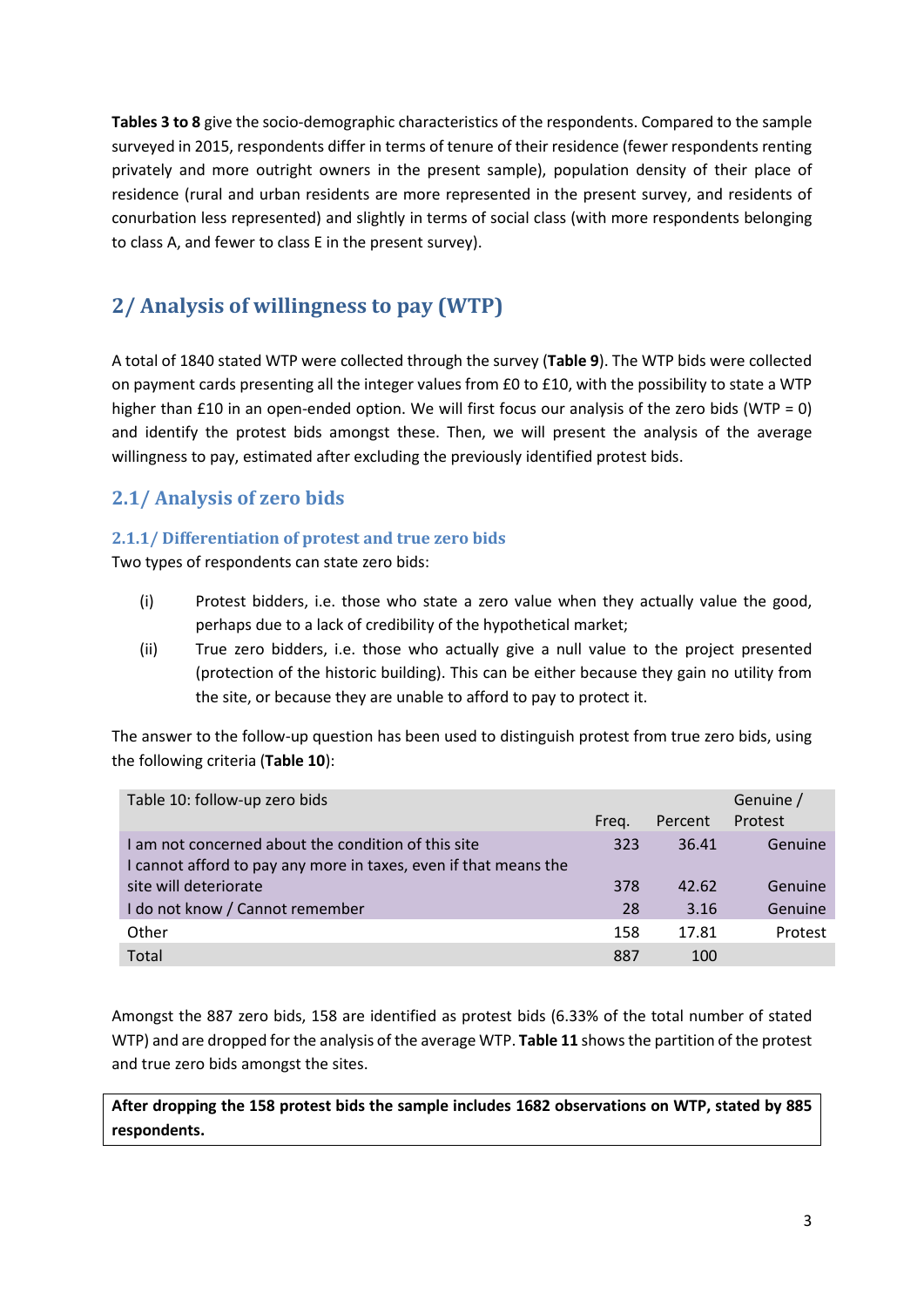**Tables 3 to 8** give the socio-demographic characteristics of the respondents. Compared to the sample surveyed in 2015, respondents differ in terms of tenure of their residence (fewer respondents renting privately and more outright owners in the present sample), population density of their place of residence (rural and urban residents are more represented in the present survey, and residents of conurbation less represented) and slightly in terms of social class (with more respondents belonging to class A, and fewer to class E in the present survey).

## 2/ Analysis of willingness to pay (WTP)

A total of 1840 stated WTP were collected through the survey (**Table 9**). The WTP bids were collected on payment cards presenting all the integer values from £0 to £10, with the possibility to state a WTP higher than £10 in an open-ended option. We will first focus our analysis of the zero bids (WTP = 0) and identify the protest bids amongst these. Then, we will present the analysis of the average willingness to pay, estimated after excluding the previously identified protest bids.

### 2.1/ Analysis of zero bids

#### 2.1.1/ Differentiation of protest and true zero bids

Two types of respondents can state zero bids:

(i) Protest bidders, i.e. those who state a zero value when they actually value the good, perhaps due to a lack of credibility of the hypothetical market;

(ii) True zero bidders, i.e. those who actually give a null value to the project presented (protection of the historic building). This can be either because they gain no utility from the site, or because they are unable to afford to pay to protect it.

The answer to the follow-up question has been used to distinguish protest from true zero bids, using the following criteria (**Table 10**):

| Table 10: follow-up zero bids | Freq. | Percent | Genuine / Protest |
|---|---|---|---|
| I am not concerned about the condition of this site | 323 | 36.41 | Genuine |
| I cannot afford to pay any more in taxes, even if that means the site will deteriorate | 378 | 42.62 | Genuine |
| I do not know / Cannot remember | 28 | 3.16 | Genuine |
| Other | 158 | 17.81 | Protest |
| Total | 887 | 100 | |

Amongst the 887 zero bids, 158 are identified as protest bids (6.33% of the total number of stated WTP) and are dropped for the analysis of the average WTP. **Table 11** shows the partition of the protest and true zero bids amongst the sites.

**After dropping the 158 protest bids the sample includes 1682 observations on WTP, stated by 885 respondents.**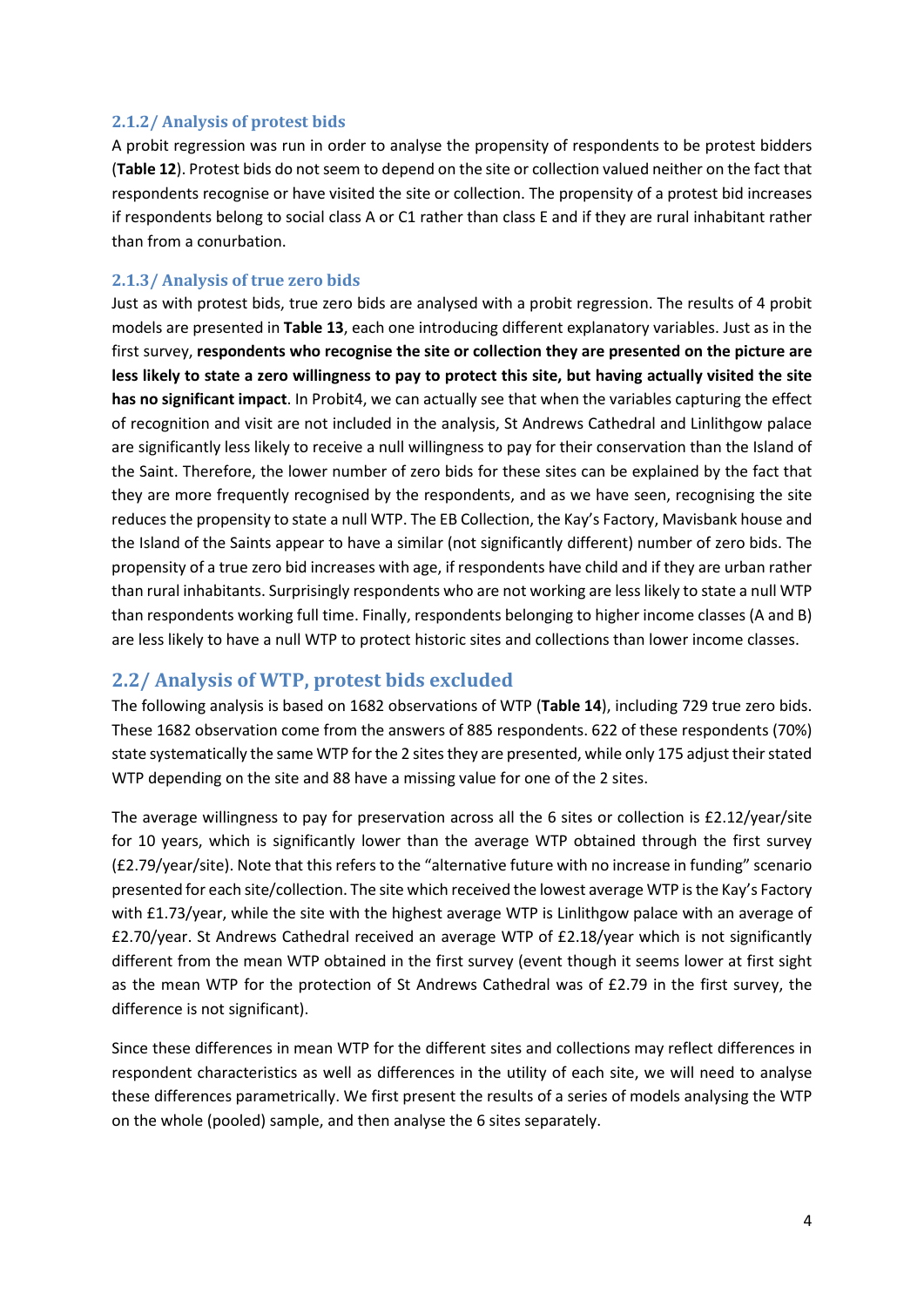### 2.1.2/ Analysis of protest bids

A probit regression was run in order to analyse the propensity of respondents to be protest bidders (**Table 12**). Protest bids do not seem to depend on the site or collection valued neither on the fact that respondents recognise or have visited the site or collection. The propensity of a protest bid increases if respondents belong to social class A or C1 rather than class E and if they are rural inhabitant rather than from a conurbation.

### 2.1.3/ Analysis of true zero bids

Just as with protest bids, true zero bids are analysed with a probit regression. The results of 4 probit models are presented in **Table 13**, each one introducing different explanatory variables. Just as in the first survey, **respondents who recognise the site or collection they are presented on the picture are less likely to state a zero willingness to pay to protect this site, but having actually visited the site has no significant impact**. In Probit4, we can actually see that when the variables capturing the effect of recognition and visit are not included in the analysis, St Andrews Cathedral and Linlithgow palace are significantly less likely to receive a null willingness to pay for their conservation than the Island of the Saint. Therefore, the lower number of zero bids for these sites can be explained by the fact that they are more frequently recognised by the respondents, and as we have seen, recognising the site reduces the propensity to state a null WTP. The EB Collection, the Kay's Factory, Mavisbank house and the Island of the Saints appear to have a similar (not significantly different) number of zero bids. The propensity of a true zero bid increases with age, if respondents have child and if they are urban rather than rural inhabitants. Surprisingly respondents who are not working are less likely to state a null WTP than respondents working full time. Finally, respondents belonging to higher income classes (A and B) are less likely to have a null WTP to protect historic sites and collections than lower income classes.

## 2.2/ Analysis of WTP, protest bids excluded

The following analysis is based on 1682 observations of WTP (**Table 14**), including 729 true zero bids. These 1682 observation come from the answers of 885 respondents. 622 of these respondents (70%) state systematically the same WTP for the 2 sites they are presented, while only 175 adjust their stated WTP depending on the site and 88 have a missing value for one of the 2 sites.

The average willingness to pay for preservation across all the 6 sites or collection is £2.12/year/site for 10 years, which is significantly lower than the average WTP obtained through the first survey (£2.79/year/site). Note that this refers to the "alternative future with no increase in funding" scenario presented for each site/collection. The site which received the lowest average WTP is the Kay's Factory with £1.73/year, while the site with the highest average WTP is Linlithgow palace with an average of £2.70/year. St Andrews Cathedral received an average WTP of £2.18/year which is not significantly different from the mean WTP obtained in the first survey (event though it seems lower at first sight as the mean WTP for the protection of St Andrews Cathedral was of £2.79 in the first survey, the difference is not significant).

Since these differences in mean WTP for the different sites and collections may reflect differences in respondent characteristics as well as differences in the utility of each site, we will need to analyse these differences parametrically. We first present the results of a series of models analysing the WTP on the whole (pooled) sample, and then analyse the 6 sites separately.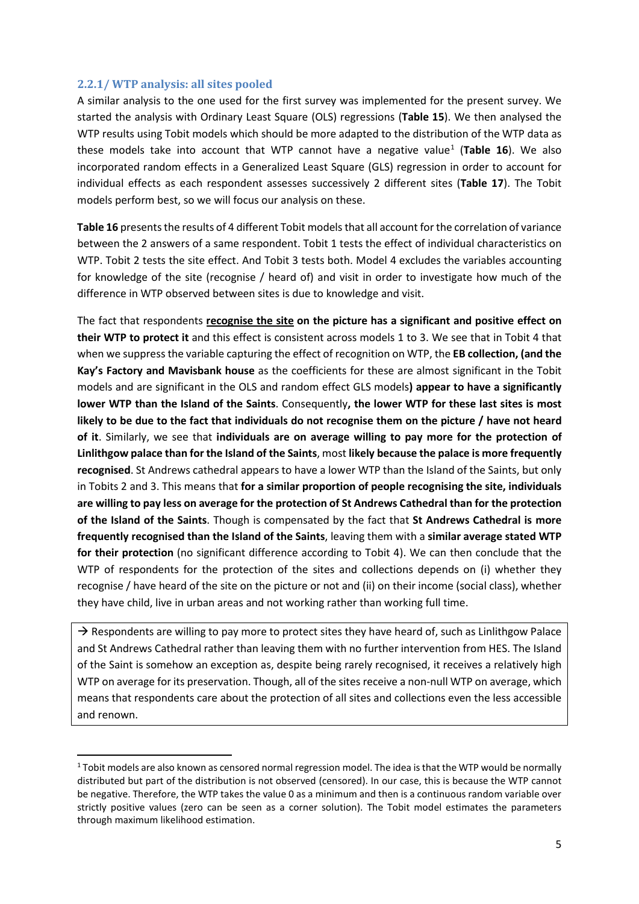### 2.2.1/ WTP analysis: all sites pooled

A similar analysis to the one used for the first survey was implemented for the present survey. We started the analysis with Ordinary Least Square (OLS) regressions (**Table 15**). We then analysed the WTP results using Tobit models which should be more adapted to the distribution of the WTP data as these models take into account that WTP cannot have a negative value[1] (**Table 16**). We also incorporated random effects in a Generalized Least Square (GLS) regression in order to account for individual effects as each respondent assesses successively 2 different sites (**Table 17**). The Tobit models perform best, so we will focus our analysis on these.

**Table 16** presents the results of 4 different Tobit models that all account for the correlation of variance between the 2 answers of a same respondent. Tobit 1 tests the effect of individual characteristics on WTP. Tobit 2 tests the site effect. And Tobit 3 tests both. Model 4 excludes the variables accounting for knowledge of the site (recognise / heard of) and visit in order to investigate how much of the difference in WTP observed between sites is due to knowledge and visit.

The fact that respondents **<u>recognise the site</u> on the picture has a significant and positive effect on their WTP to protect it** and this effect is consistent across models 1 to 3. We see that in Tobit 4 that when we suppress the variable capturing the effect of recognition on WTP, the **EB collection, (and the Kay's Factory and Mavisbank house** as the coefficients for these are almost significant in the Tobit models and are significant in the OLS and random effect GLS models**) appear to have a significantly lower WTP than the Island of the Saints**. Consequently**, the lower WTP for these last sites is most likely to be due to the fact that individuals do not recognise them on the picture / have not heard of it**. Similarly, we see that **individuals are on average willing to pay more for the protection of Linlithgow palace than for the Island of the Saints**, most **likely because the palace is more frequently recognised**. St Andrews cathedral appears to have a lower WTP than the Island of the Saints, but only in Tobits 2 and 3. This means that **for a similar proportion of people recognising the site, individuals are willing to pay less on average for the protection of St Andrews Cathedral than for the protection of the Island of the Saints**. Though is compensated by the fact that **St Andrews Cathedral is more frequently recognised than the Island of the Saints**, leaving them with a **similar average stated WTP for their protection** (no significant difference according to Tobit 4). We can then conclude that the WTP of respondents for the protection of the sites and collections depends on (i) whether they recognise / have heard of the site on the picture or not and (ii) on their income (social class), whether they have child, live in urban areas and not working rather than working full time.

→ Respondents are willing to pay more to protect sites they have heard of, such as Linlithgow Palace and St Andrews Cathedral rather than leaving them with no further intervention from HES. The Island of the Saint is somehow an exception as, despite being rarely recognised, it receives a relatively high WTP on average for its preservation. Though, all of the sites receive a non-null WTP on average, which means that respondents care about the protection of all sites and collections even the less accessible and renown.

---

[1] Tobit models are also known as censored normal regression model. The idea is that the WTP would be normally distributed but part of the distribution is not observed (censored). In our case, this is because the WTP cannot be negative. Therefore, the WTP takes the value 0 as a minimum and then is a continuous random variable over strictly positive values (zero can be seen as a corner solution). The Tobit model estimates the parameters through maximum likelihood estimation.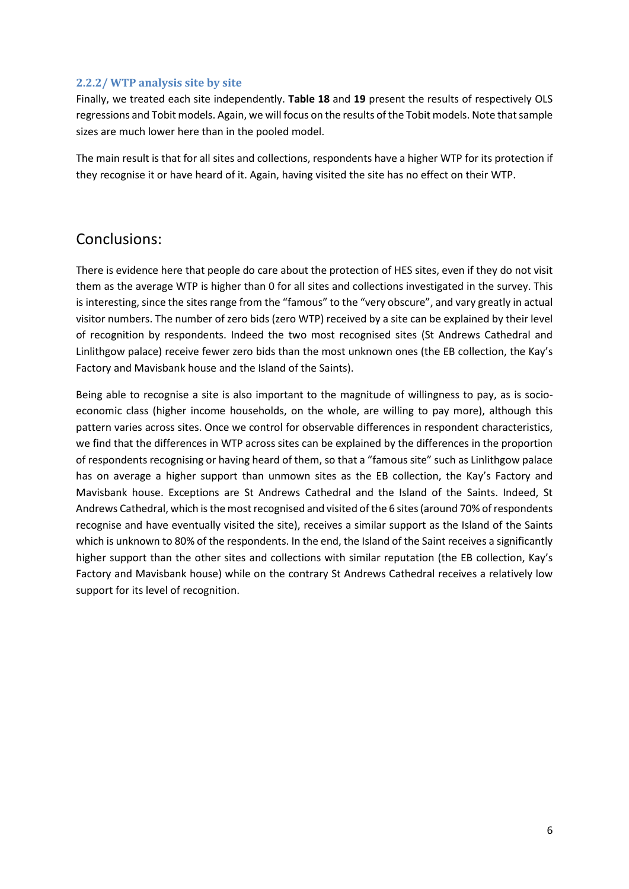### 2.2.2/ WTP analysis site by site

Finally, we treated each site independently. **Table 18** and **19** present the results of respectively OLS regressions and Tobit models. Again, we will focus on the results of the Tobit models. Note that sample sizes are much lower here than in the pooled model.

The main result is that for all sites and collections, respondents have a higher WTP for its protection if they recognise it or have heard of it. Again, having visited the site has no effect on their WTP.

## Conclusions:

There is evidence here that people do care about the protection of HES sites, even if they do not visit them as the average WTP is higher than 0 for all sites and collections investigated in the survey. This is interesting, since the sites range from the "famous" to the "very obscure", and vary greatly in actual visitor numbers. The number of zero bids (zero WTP) received by a site can be explained by their level of recognition by respondents. Indeed the two most recognised sites (St Andrews Cathedral and Linlithgow palace) receive fewer zero bids than the most unknown ones (the EB collection, the Kay's Factory and Mavisbank house and the Island of the Saints).

Being able to recognise a site is also important to the magnitude of willingness to pay, as is socio-economic class (higher income households, on the whole, are willing to pay more), although this pattern varies across sites. Once we control for observable differences in respondent characteristics, we find that the differences in WTP across sites can be explained by the differences in the proportion of respondents recognising or having heard of them, so that a "famous site" such as Linlithgow palace has on average a higher support than unmown sites as the EB collection, the Kay's Factory and Mavisbank house. Exceptions are St Andrews Cathedral and the Island of the Saints. Indeed, St Andrews Cathedral, which is the most recognised and visited of the 6 sites (around 70% of respondents recognise and have eventually visited the site), receives a similar support as the Island of the Saints which is unknown to 80% of the respondents. In the end, the Island of the Saint receives a significantly higher support than the other sites and collections with similar reputation (the EB collection, Kay's Factory and Mavisbank house) while on the contrary St Andrews Cathedral receives a relatively low support for its level of recognition.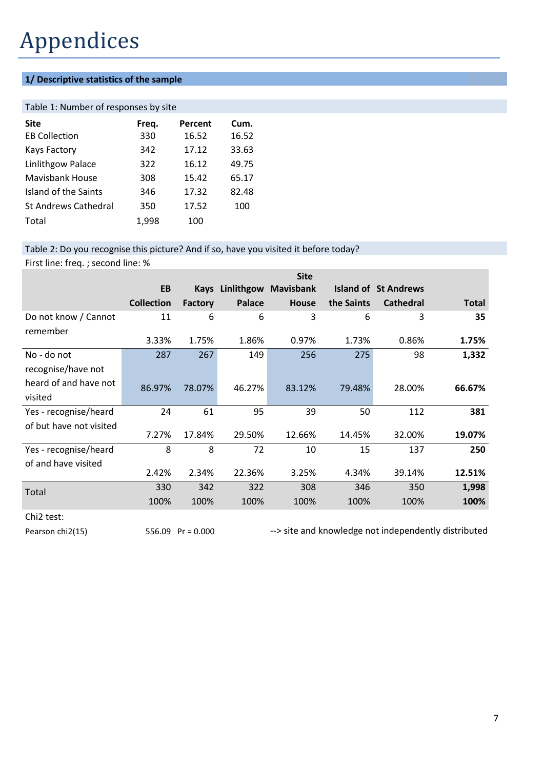# Appendices

## 1/ Descriptive statistics of the sample

Table 1: Number of responses by site

| Site | Freq. | Percent | Cum. |
|---|---|---|---|
| EB Collection | 330 | 16.52 | 16.52 |
| Kays Factory | 342 | 17.12 | 33.63 |
| Linlithgow Palace | 322 | 16.12 | 49.75 |
| Mavisbank House | 308 | 15.42 | 65.17 |
| Island of the Saints | 346 | 17.32 | 82.48 |
| St Andrews Cathedral | 350 | 17.52 | 100 |
| Total | 1,998 | 100 | |

Table 2: Do you recognise this picture? And if so, have you visited it before today?

First line: freq. ; second line: %

| | Site | | | | | | |
|---|---|---|---|---|---|---|---|
| | **EB Collection** | **Kays Factory** | **Linlithgow Palace** | **Mavisbank House** | **Island of the Saints** | **St Andrews Cathedral** | **Total** |
| Do not know / Cannot remember | 11 | 6 | 6 | 3 | 6 | 3 | **35** |
| | 3.33% | 1.75% | 1.86% | 0.97% | 1.73% | 0.86% | **1.75%** |
| No - do not recognise/have not heard of and have not visited | 287 | 267 | 149 | 256 | 275 | 98 | **1,332** |
| | 86.97% | 78.07% | 46.27% | 83.12% | 79.48% | 28.00% | **66.67%** |
| Yes - recognise/heard of but have not visited | 24 | 61 | 95 | 39 | 50 | 112 | **381** |
| | 7.27% | 17.84% | 29.50% | 12.66% | 14.45% | 32.00% | **19.07%** |
| Yes - recognise/heard of and have visited | 8 | 8 | 72 | 10 | 15 | 137 | **250** |
| | 2.42% | 2.34% | 22.36% | 3.25% | 4.34% | 39.14% | **12.51%** |
| Total | 330 | 342 | 322 | 308 | 346 | 350 | **1,998** |
| | 100% | 100% | 100% | 100% | 100% | 100% | **100%** |

Chi2 test:

Pearson chi2(15) 556.09 Pr = 0.000 --> site and knowledge not independently distributed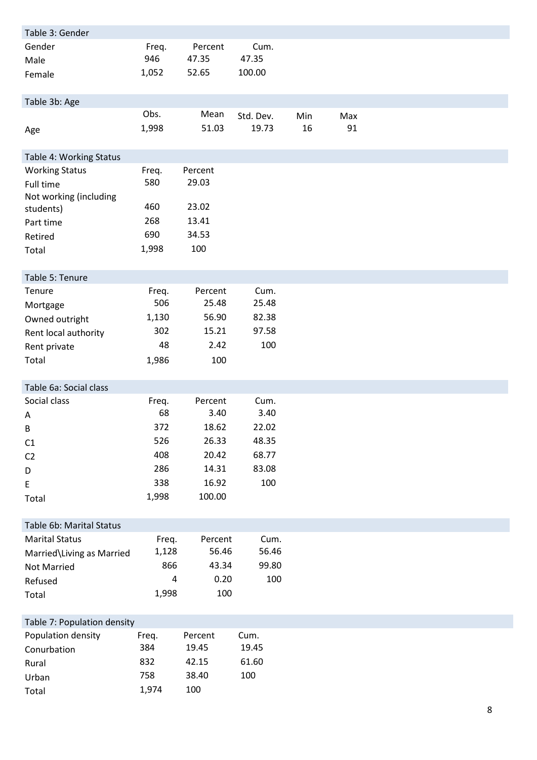Table 3: Gender

| Gender | Freq. | Percent | Cum. |
|---|---|---|---|
| Male | 946 | 47.35 | 47.35 |
| Female | 1,052 | 52.65 | 100.00 |

Table 3b: Age

| | Obs. | Mean | Std. Dev. | Min | Max |
|---|---|---|---|---|---|
| Age | 1,998 | 51.03 | 19.73 | 16 | 91 |

Table 4: Working Status

| Working Status | Freq. | Percent |
|---|---|---|
| Full time | 580 | 29.03 |
| Not working (including students) | 460 | 23.02 |
| Part time | 268 | 13.41 |
| Retired | 690 | 34.53 |
| Total | 1,998 | 100 |

Table 5: Tenure

| Tenure | Freq. | Percent | Cum. |
|---|---|---|---|
| Mortgage | 506 | 25.48 | 25.48 |
| Owned outright | 1,130 | 56.90 | 82.38 |
| Rent local authority | 302 | 15.21 | 97.58 |
| Rent private | 48 | 2.42 | 100 |
| Total | 1,986 | 100 | |

Table 6a: Social class

| Social class | Freq. | Percent | Cum. |
|---|---|---|---|
| A | 68 | 3.40 | 3.40 |
| B | 372 | 18.62 | 22.02 |
| C1 | 526 | 26.33 | 48.35 |
| C2 | 408 | 20.42 | 68.77 |
| D | 286 | 14.31 | 83.08 |
| E | 338 | 16.92 | 100 |
| Total | 1,998 | 100.00 | |

Table 6b: Marital Status

| Marital Status | Freq. | Percent | Cum. |
|---|---|---|---|
| Married\Living as Married | 1,128 | 56.46 | 56.46 |
| Not Married | 866 | 43.34 | 99.80 |
| Refused | 4 | 0.20 | 100 |
| Total | 1,998 | 100 | |

Table 7: Population density

| Population density | Freq. | Percent | Cum. |
|---|---|---|---|
| Conurbation | 384 | 19.45 | 19.45 |
| Rural | 832 | 42.15 | 61.60 |
| Urban | 758 | 38.40 | 100 |
| Total | 1,974 | 100 | |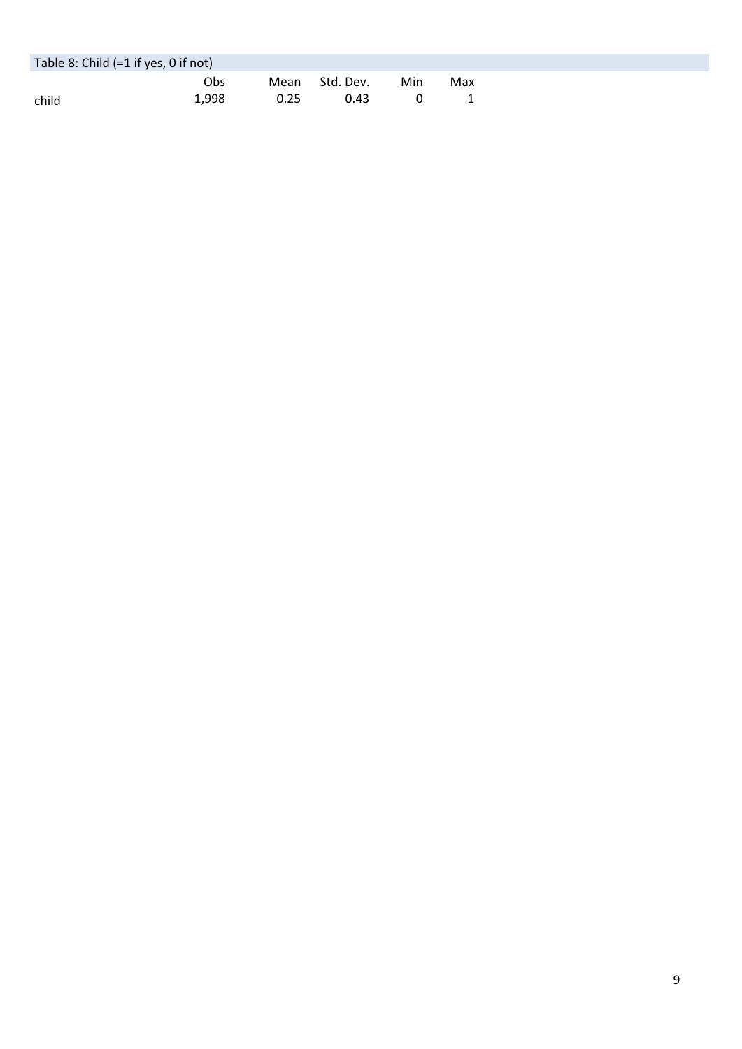Table 8: Child (=1 if yes, 0 if not)

| | Obs | Mean | Std. Dev. | Min | Max |
|---|---|---|---|---|---|
| child | 1,998 | 0.25 | 0.43 | 0 | 1 |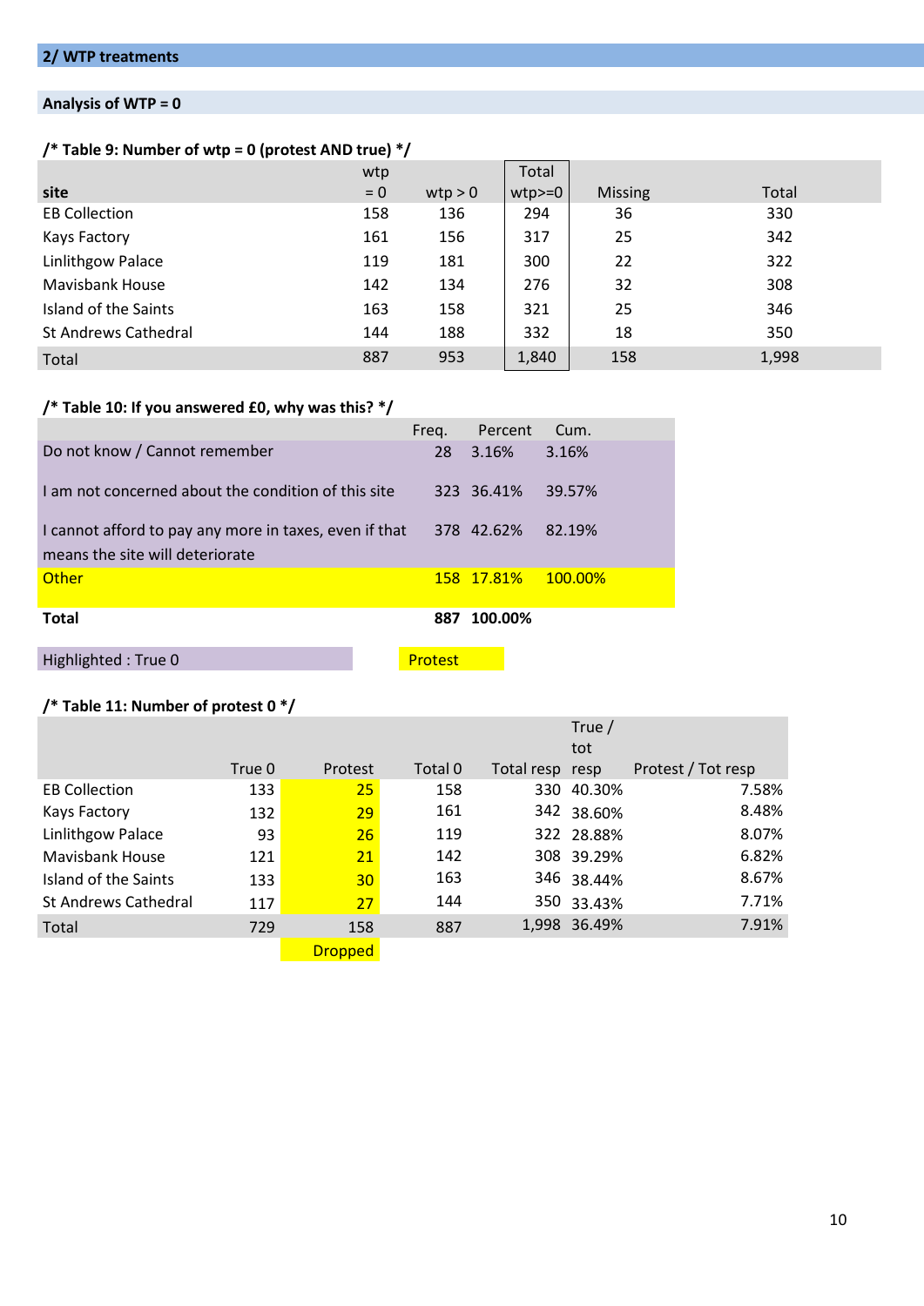## 2/ WTP treatments

### Analysis of WTP = 0

**/* Table 9: Number of wtp = 0 (protest AND true) */**

| site | wtp = 0 | wtp > 0 | Total wtp>=0 | Missing | Total |
|---|---|---|---|---|---|
| EB Collection | 158 | 136 | 294 | 36 | 330 |
| Kays Factory | 161 | 156 | 317 | 25 | 342 |
| Linlithgow Palace | 119 | 181 | 300 | 22 | 322 |
| Mavisbank House | 142 | 134 | 276 | 32 | 308 |
| Island of the Saints | 163 | 158 | 321 | 25 | 346 |
| St Andrews Cathedral | 144 | 188 | 332 | 18 | 350 |
| Total | 887 | 953 | 1,840 | 158 | 1,998 |

**/* Table 10: If you answered £0, why was this? */**

| | Freq. | Percent | Cum. |
|---|---|---|---|
| Do not know / Cannot remember | 28 | 3.16% | 3.16% |
| I am not concerned about the condition of this site | 323 | 36.41% | 39.57% |
| I cannot afford to pay any more in taxes, even if that means the site will deteriorate | 378 | 42.62% | 82.19% |
| Other | 158 | 17.81% | 100.00% |
| **Total** | **887** | **100.00%** | |

Highlighted : True 0 &nbsp;&nbsp;&nbsp; Protest

**/* Table 11: Number of protest 0 */**

| | True 0 | Protest | Total 0 | Total resp | True / tot resp | Protest / Tot resp |
|---|---|---|---|---|---|---|
| EB Collection | 133 | 25 | 158 | 330 | 40.30% | 7.58% |
| Kays Factory | 132 | 29 | 161 | 342 | 38.60% | 8.48% |
| Linlithgow Palace | 93 | 26 | 119 | 322 | 28.88% | 8.07% |
| Mavisbank House | 121 | 21 | 142 | 308 | 39.29% | 6.82% |
| Island of the Saints | 133 | 30 | 163 | 346 | 38.44% | 8.67% |
| St Andrews Cathedral | 117 | 27 | 144 | 350 | 33.43% | 7.71% |
| Total | 729 | 158 | 887 | 1,998 | 36.49% | 7.91% |
| | | Dropped | | | | |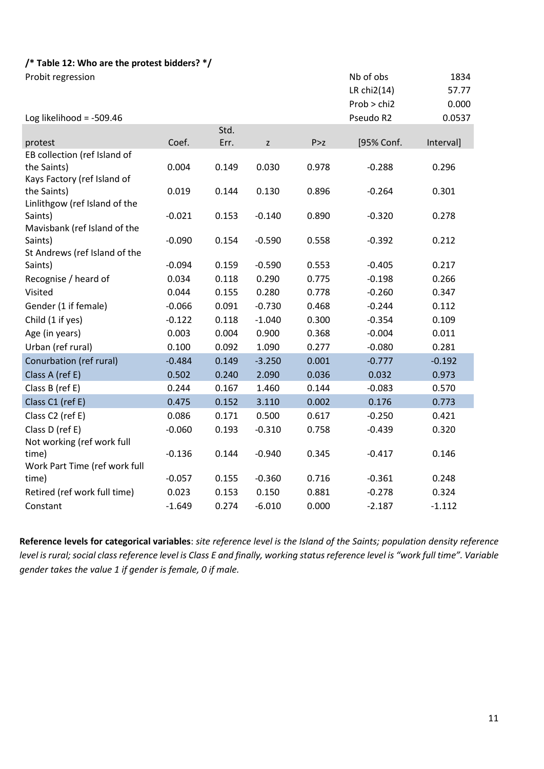**/* Table 12: Who are the protest bidders? */**

| Probit regression | | | | | Nb of obs | 1834 |
|---|---|---|---|---|---|---|
| | | | | | LR chi2(14) | 57.77 |
| | | | | | Prob > chi2 | 0.000 |
| Log likelihood = -509.46 | | | | | Pseudo R2 | 0.0537 |

| protest | Coef. | Std. Err. | z | P>z | [95% Conf. | Interval] |
|---|---|---|---|---|---|---|
| EB collection (ref Island of the Saints) | 0.004 | 0.149 | 0.030 | 0.978 | -0.288 | 0.296 |
| Kays Factory (ref Island of the Saints) | 0.019 | 0.144 | 0.130 | 0.896 | -0.264 | 0.301 |
| Linlithgow (ref Island of the Saints) | -0.021 | 0.153 | -0.140 | 0.890 | -0.320 | 0.278 |
| Mavisbank (ref Island of the Saints) | -0.090 | 0.154 | -0.590 | 0.558 | -0.392 | 0.212 |
| St Andrews (ref Island of the Saints) | -0.094 | 0.159 | -0.590 | 0.553 | -0.405 | 0.217 |
| Recognise / heard of | 0.034 | 0.118 | 0.290 | 0.775 | -0.198 | 0.266 |
| Visited | 0.044 | 0.155 | 0.280 | 0.778 | -0.260 | 0.347 |
| Gender (1 if female) | -0.066 | 0.091 | -0.730 | 0.468 | -0.244 | 0.112 |
| Child (1 if yes) | -0.122 | 0.118 | -1.040 | 0.300 | -0.354 | 0.109 |
| Age (in years) | 0.003 | 0.004 | 0.900 | 0.368 | -0.004 | 0.011 |
| Urban (ref rural) | 0.100 | 0.092 | 1.090 | 0.277 | -0.080 | 0.281 |
| Conurbation (ref rural) | -0.484 | 0.149 | -3.250 | 0.001 | -0.777 | -0.192 |
| Class A (ref E) | 0.502 | 0.240 | 2.090 | 0.036 | 0.032 | 0.973 |
| Class B (ref E) | 0.244 | 0.167 | 1.460 | 0.144 | -0.083 | 0.570 |
| Class C1 (ref E) | 0.475 | 0.152 | 3.110 | 0.002 | 0.176 | 0.773 |
| Class C2 (ref E) | 0.086 | 0.171 | 0.500 | 0.617 | -0.250 | 0.421 |
| Class D (ref E) | -0.060 | 0.193 | -0.310 | 0.758 | -0.439 | 0.320 |
| Not working (ref work full time) | -0.136 | 0.144 | -0.940 | 0.345 | -0.417 | 0.146 |
| Work Part Time (ref work full time) | -0.057 | 0.155 | -0.360 | 0.716 | -0.361 | 0.248 |
| Retired (ref work full time) | 0.023 | 0.153 | 0.150 | 0.881 | -0.278 | 0.324 |
| Constant | -1.649 | 0.274 | -6.010 | 0.000 | -2.187 | -1.112 |

**Reference levels for categorical variables**: *site reference level is the Island of the Saints; population density reference level is rural; social class reference level is Class E and finally, working status reference level is "work full time". Variable gender takes the value 1 if gender is female, 0 if male.*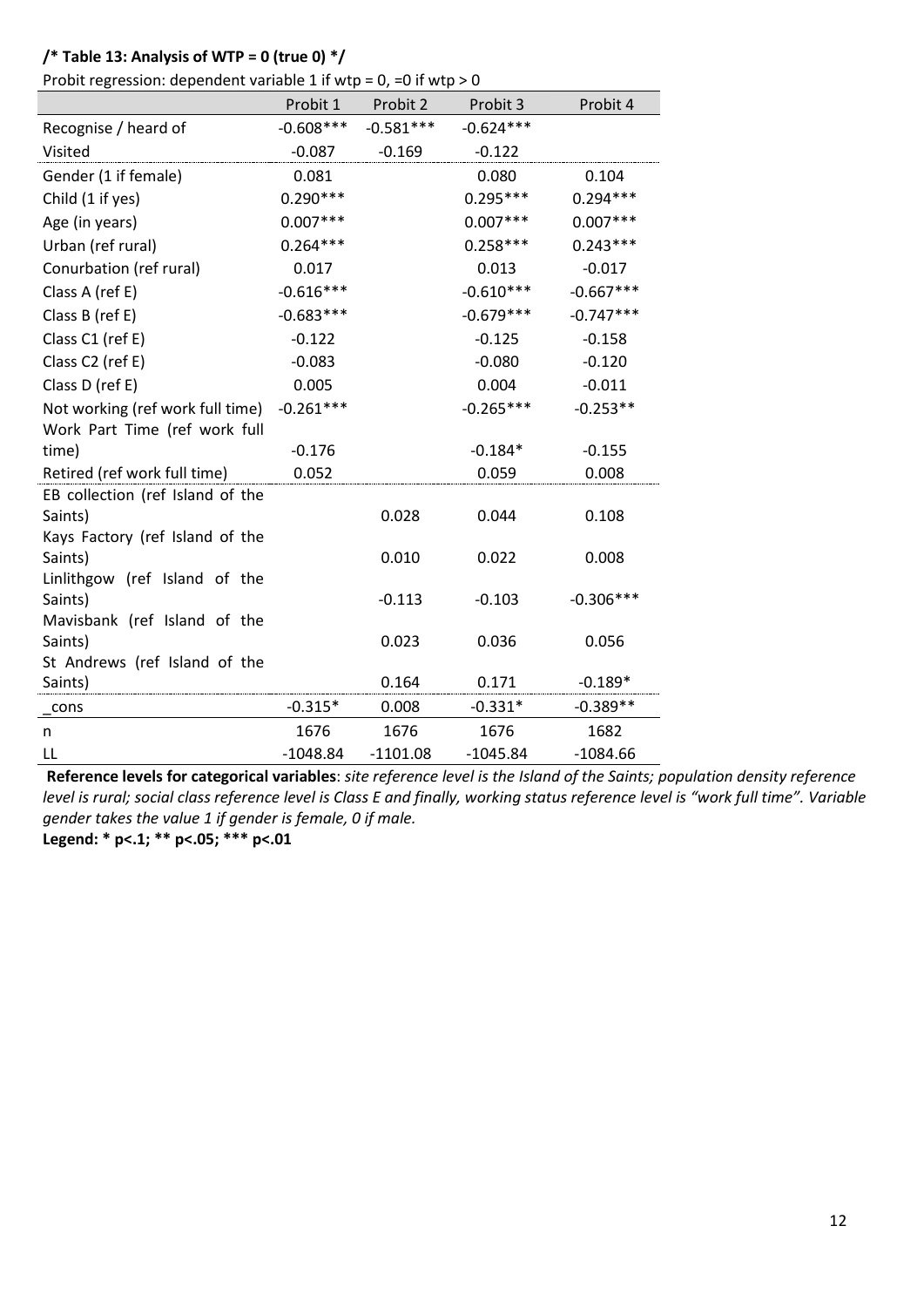**/* Table 13: Analysis of WTP = 0 (true 0) */**

Probit regression: dependent variable 1 if wtp = 0, =0 if wtp > 0

| | Probit 1 | Probit 2 | Probit 3 | Probit 4 |
|---|---|---|---|---|
| Recognise / heard of | -0.608*** | -0.581*** | -0.624*** | |
| Visited | -0.087 | -0.169 | -0.122 | |
| Gender (1 if female) | 0.081 | | 0.080 | 0.104 |
| Child (1 if yes) | 0.290*** | | 0.295*** | 0.294*** |
| Age (in years) | 0.007*** | | 0.007*** | 0.007*** |
| Urban (ref rural) | 0.264*** | | 0.258*** | 0.243*** |
| Conurbation (ref rural) | 0.017 | | 0.013 | -0.017 |
| Class A (ref E) | -0.616*** | | -0.610*** | -0.667*** |
| Class B (ref E) | -0.683*** | | -0.679*** | -0.747*** |
| Class C1 (ref E) | -0.122 | | -0.125 | -0.158 |
| Class C2 (ref E) | -0.083 | | -0.080 | -0.120 |
| Class D (ref E) | 0.005 | | 0.004 | -0.011 |
| Not working (ref work full time) | -0.261*** | | -0.265*** | -0.253** |
| Work Part Time (ref work full time) | -0.176 | | -0.184* | -0.155 |
| Retired (ref work full time) | 0.052 | | 0.059 | 0.008 |
| EB collection (ref Island of the Saints) | | 0.028 | 0.044 | 0.108 |
| Kays Factory (ref Island of the Saints) | | 0.010 | 0.022 | 0.008 |
| Linlithgow (ref Island of the Saints) | | -0.113 | -0.103 | -0.306*** |
| Mavisbank (ref Island of the Saints) | | 0.023 | 0.036 | 0.056 |
| St Andrews (ref Island of the Saints) | | 0.164 | 0.171 | -0.189* |
| _cons | -0.315* | 0.008 | -0.331* | -0.389** |
| n | 1676 | 1676 | 1676 | 1682 |
| LL | -1048.84 | -1101.08 | -1045.84 | -1084.66 |

**Reference levels for categorical variables**: *site reference level is the Island of the Saints; population density reference level is rural; social class reference level is Class E and finally, working status reference level is "work full time". Variable gender takes the value 1 if gender is female, 0 if male.*

**Legend: * p<.1; ** p<.05; *** p<.01**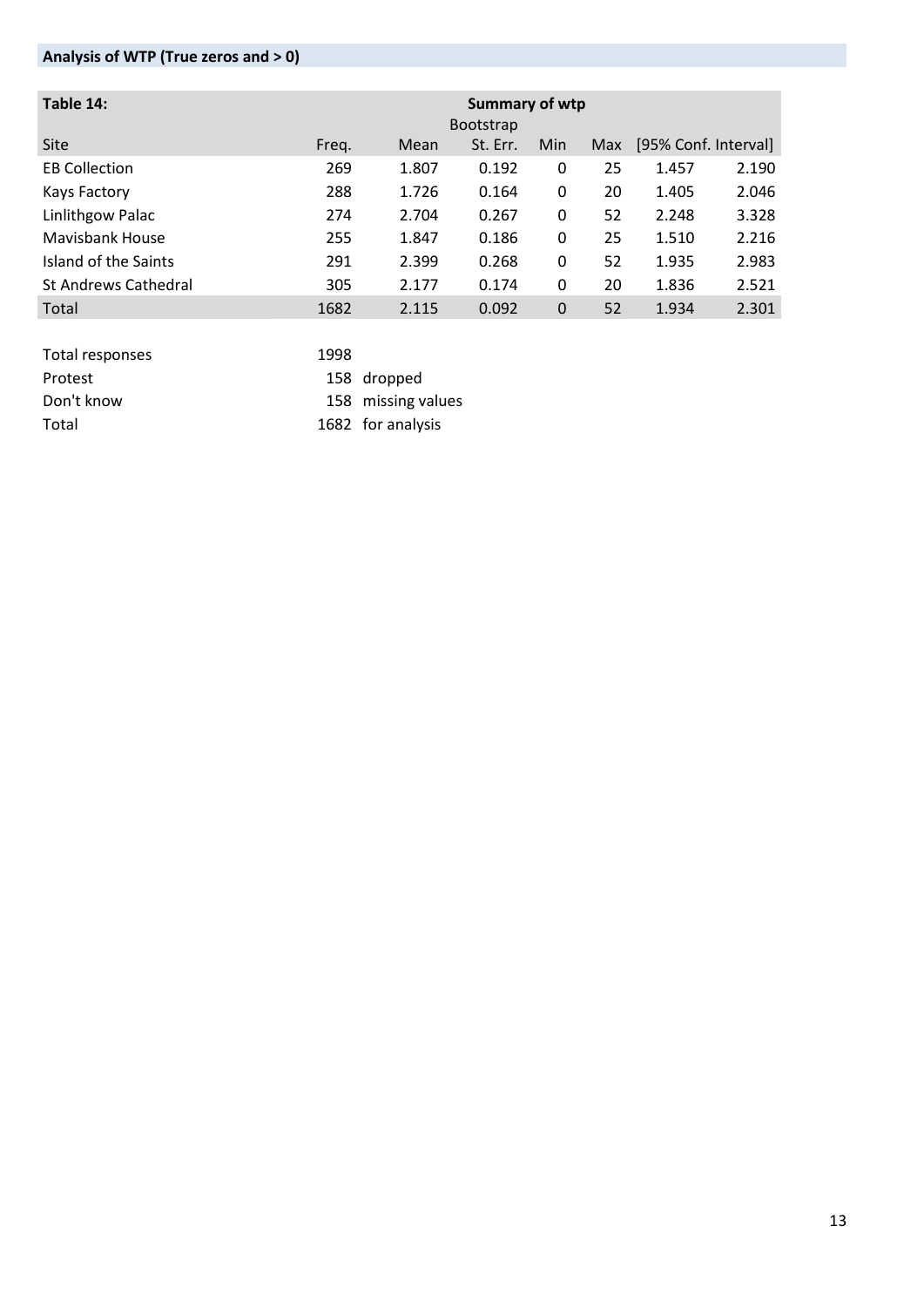**Analysis of WTP (True zeros and > 0)**

| Table 14: | Summary of wtp | | | | | | |
|---|---|---|---|---|---|---|---|
| | | | Bootstrap | | | | |
| Site | Freq. | Mean | St. Err. | Min | Max | [95% Conf. Interval] | |
| EB Collection | 269 | 1.807 | 0.192 | 0 | 25 | 1.457 | 2.190 |
| Kays Factory | 288 | 1.726 | 0.164 | 0 | 20 | 1.405 | 2.046 |
| Linlithgow Palac | 274 | 2.704 | 0.267 | 0 | 52 | 2.248 | 3.328 |
| Mavisbank House | 255 | 1.847 | 0.186 | 0 | 25 | 1.510 | 2.216 |
| Island of the Saints | 291 | 2.399 | 0.268 | 0 | 52 | 1.935 | 2.983 |
| St Andrews Cathedral | 305 | 2.177 | 0.174 | 0 | 20 | 1.836 | 2.521 |
| Total | 1682 | 2.115 | 0.092 | 0 | 52 | 1.934 | 2.301 |

| | | |
|---|---|---|
| Total responses | 1998 | |
| Protest | 158 | dropped |
| Don't know | 158 | missing values |
| Total | 1682 | for analysis |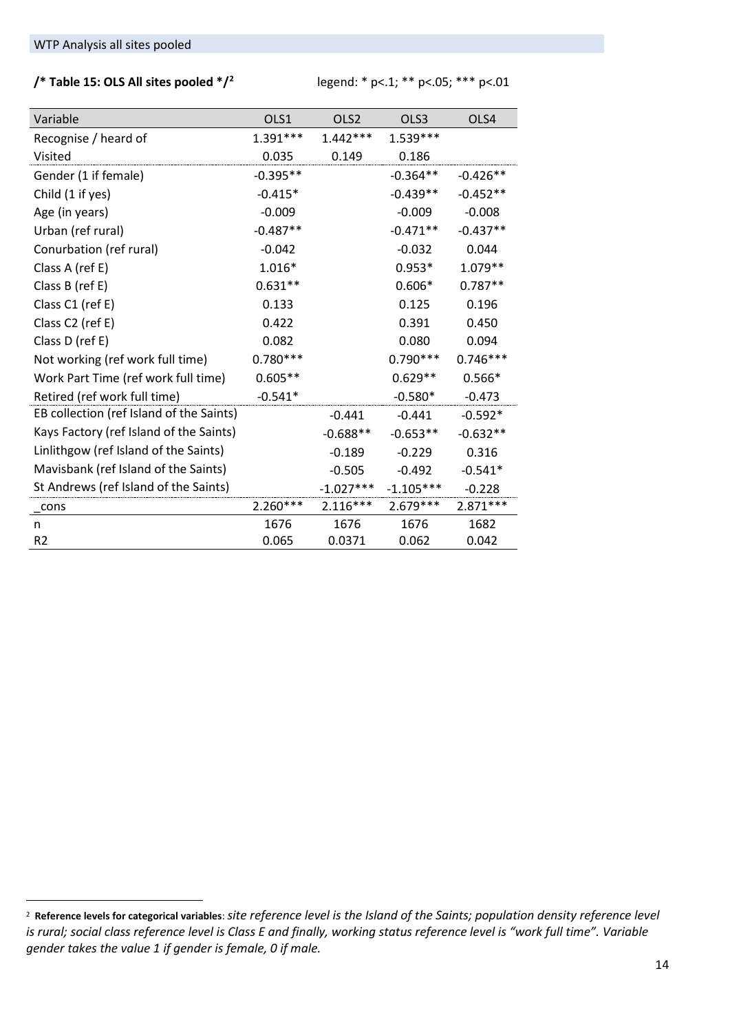## WTP Analysis all sites pooled

**/* Table 15: OLS All sites pooled */**[2] legend: * p<.1; ** p<.05; *** p<.01

| Variable | OLS1 | OLS2 | OLS3 | OLS4 |
|---|---|---|---|---|
| Recognise / heard of | 1.391*** | 1.442*** | 1.539*** | |
| Visited | 0.035 | 0.149 | 0.186 | |
| Gender (1 if female) | -0.395** | | -0.364** | -0.426** |
| Child (1 if yes) | -0.415* | | -0.439** | -0.452** |
| Age (in years) | -0.009 | | -0.009 | -0.008 |
| Urban (ref rural) | -0.487** | | -0.471** | -0.437** |
| Conurbation (ref rural) | -0.042 | | -0.032 | 0.044 |
| Class A (ref E) | 1.016* | | 0.953* | 1.079** |
| Class B (ref E) | 0.631** | | 0.606* | 0.787** |
| Class C1 (ref E) | 0.133 | | 0.125 | 0.196 |
| Class C2 (ref E) | 0.422 | | 0.391 | 0.450 |
| Class D (ref E) | 0.082 | | 0.080 | 0.094 |
| Not working (ref work full time) | 0.780*** | | 0.790*** | 0.746*** |
| Work Part Time (ref work full time) | 0.605** | | 0.629** | 0.566* |
| Retired (ref work full time) | -0.541* | | -0.580* | -0.473 |
| EB collection (ref Island of the Saints) | | -0.441 | -0.441 | -0.592* |
| Kays Factory (ref Island of the Saints) | | -0.688** | -0.653** | -0.632** |
| Linlithgow (ref Island of the Saints) | | -0.189 | -0.229 | 0.316 |
| Mavisbank (ref Island of the Saints) | | -0.505 | -0.492 | -0.541* |
| St Andrews (ref Island of the Saints) | | -1.027*** | -1.105*** | -0.228 |
| _cons | 2.260*** | 2.116*** | 2.679*** | 2.871*** |
| n | 1676 | 1676 | 1676 | 1682 |
| R2 | 0.065 | 0.0371 | 0.062 | 0.042 |

[2] **Reference levels for categorical variables**: *site reference level is the Island of the Saints; population density reference level is rural; social class reference level is Class E and finally, working status reference level is "work full time". Variable gender takes the value 1 if gender is female, 0 if male.*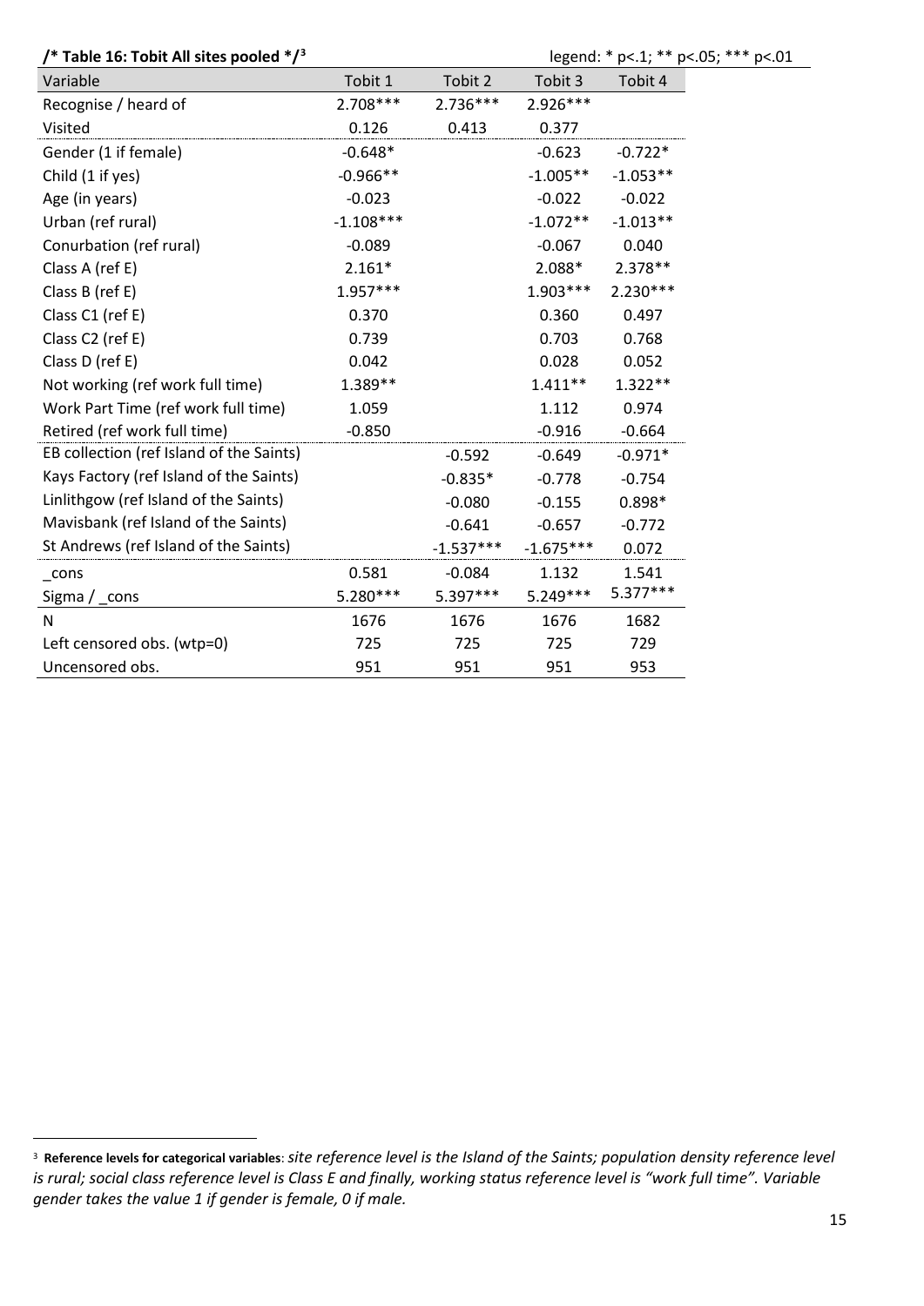**/* Table 16: Tobit All sites pooled */**[3]

legend: * p<.1; ** p<.05; *** p<.01

| Variable | Tobit 1 | Tobit 2 | Tobit 3 | Tobit 4 |
|---|---|---|---|---|
| Recognise / heard of | 2.708*** | 2.736*** | 2.926*** | |
| Visited | 0.126 | 0.413 | 0.377 | |
| Gender (1 if female) | -0.648* | | -0.623 | -0.722* |
| Child (1 if yes) | -0.966** | | -1.005** | -1.053** |
| Age (in years) | -0.023 | | -0.022 | -0.022 |
| Urban (ref rural) | -1.108*** | | -1.072** | -1.013** |
| Conurbation (ref rural) | -0.089 | | -0.067 | 0.040 |
| Class A (ref E) | 2.161* | | 2.088* | 2.378** |
| Class B (ref E) | 1.957*** | | 1.903*** | 2.230*** |
| Class C1 (ref E) | 0.370 | | 0.360 | 0.497 |
| Class C2 (ref E) | 0.739 | | 0.703 | 0.768 |
| Class D (ref E) | 0.042 | | 0.028 | 0.052 |
| Not working (ref work full time) | 1.389** | | 1.411** | 1.322** |
| Work Part Time (ref work full time) | 1.059 | | 1.112 | 0.974 |
| Retired (ref work full time) | -0.850 | | -0.916 | -0.664 |
| EB collection (ref Island of the Saints) | | -0.592 | -0.649 | -0.971* |
| Kays Factory (ref Island of the Saints) | | -0.835* | -0.778 | -0.754 |
| Linlithgow (ref Island of the Saints) | | -0.080 | -0.155 | 0.898* |
| Mavisbank (ref Island of the Saints) | | -0.641 | -0.657 | -0.772 |
| St Andrews (ref Island of the Saints) | | -1.537*** | -1.675*** | 0.072 |
| _cons | 0.581 | -0.084 | 1.132 | 1.541 |
| Sigma / _cons | 5.280*** | 5.397*** | 5.249*** | 5.377*** |
| N | 1676 | 1676 | 1676 | 1682 |
| Left censored obs. (wtp=0) | 725 | 725 | 725 | 729 |
| Uncensored obs. | 951 | 951 | 951 | 953 |

[3] **Reference levels for categorical variables**: *site reference level is the Island of the Saints; population density reference level is rural; social class reference level is Class E and finally, working status reference level is "work full time". Variable gender takes the value 1 if gender is female, 0 if male.*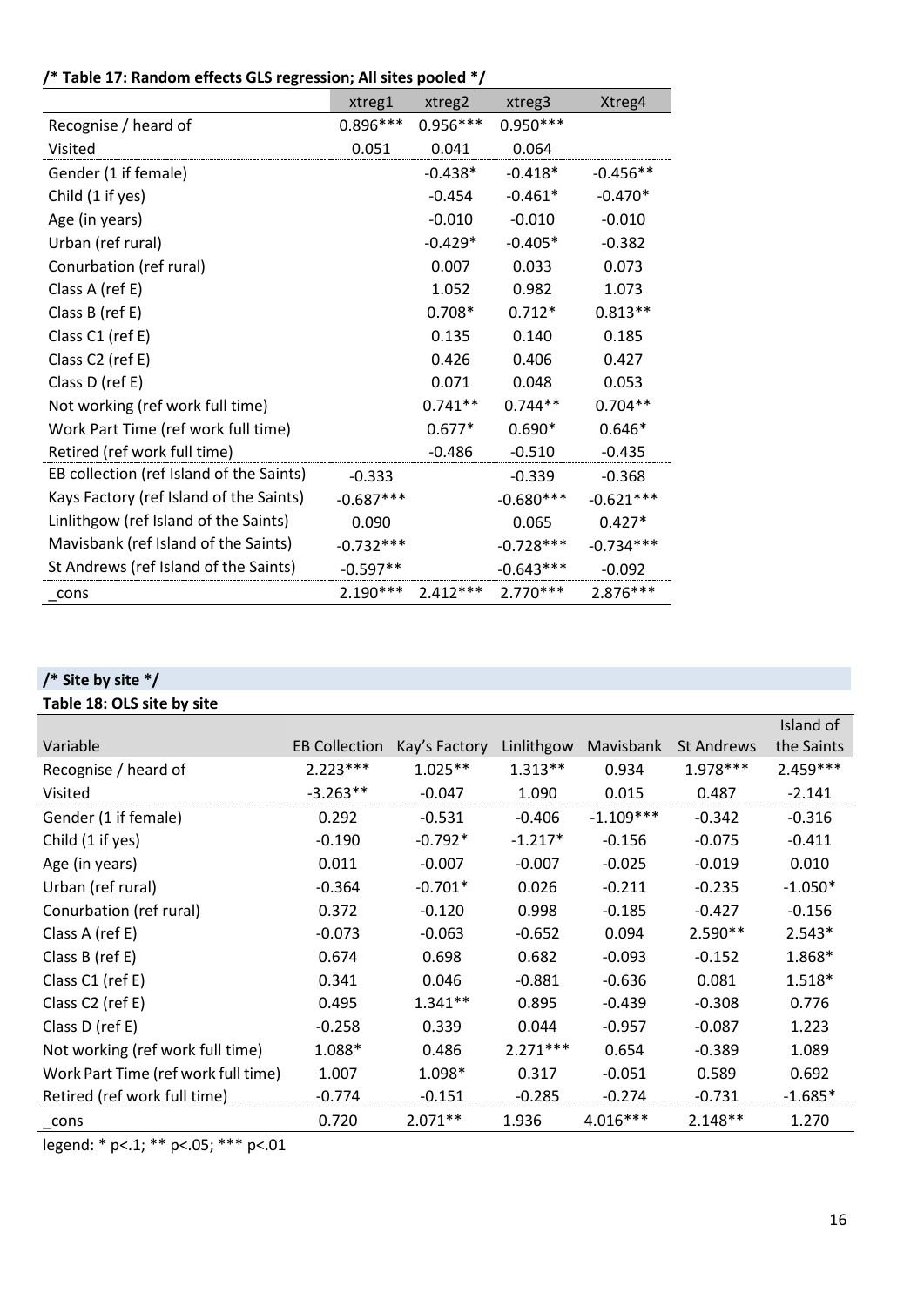**/* Table 17: Random effects GLS regression; All sites pooled */**

| | xtreg1 | xtreg2 | xtreg3 | Xtreg4 |
|---|---|---|---|---|
| Recognise / heard of | 0.896*** | 0.956*** | 0.950*** | |
| Visited | 0.051 | 0.041 | 0.064 | |
| Gender (1 if female) | | -0.438* | -0.418* | -0.456** |
| Child (1 if yes) | | -0.454 | -0.461* | -0.470* |
| Age (in years) | | -0.010 | -0.010 | -0.010 |
| Urban (ref rural) | | -0.429* | -0.405* | -0.382 |
| Conurbation (ref rural) | | 0.007 | 0.033 | 0.073 |
| Class A (ref E) | | 1.052 | 0.982 | 1.073 |
| Class B (ref E) | | 0.708* | 0.712* | 0.813** |
| Class C1 (ref E) | | 0.135 | 0.140 | 0.185 |
| Class C2 (ref E) | | 0.426 | 0.406 | 0.427 |
| Class D (ref E) | | 0.071 | 0.048 | 0.053 |
| Not working (ref work full time) | | 0.741** | 0.744** | 0.704** |
| Work Part Time (ref work full time) | | 0.677* | 0.690* | 0.646* |
| Retired (ref work full time) | | -0.486 | -0.510 | -0.435 |
| EB collection (ref Island of the Saints) | -0.333 | | -0.339 | -0.368 |
| Kays Factory (ref Island of the Saints) | -0.687*** | | -0.680*** | -0.621*** |
| Linlithgow (ref Island of the Saints) | 0.090 | | 0.065 | 0.427* |
| Mavisbank (ref Island of the Saints) | -0.732*** | | -0.728*** | -0.734*** |
| St Andrews (ref Island of the Saints) | -0.597** | | -0.643*** | -0.092 |
| _cons | 2.190*** | 2.412*** | 2.770*** | 2.876*** |

**/* Site by site */**

**Table 18: OLS site by site**

| Variable | EB Collection | Kay's Factory | Linlithgow | Mavisbank | St Andrews | Island of the Saints |
|---|---|---|---|---|---|---|
| Recognise / heard of | 2.223*** | 1.025** | 1.313** | 0.934 | 1.978*** | 2.459*** |
| Visited | -3.263** | -0.047 | 1.090 | 0.015 | 0.487 | -2.141 |
| Gender (1 if female) | 0.292 | -0.531 | -0.406 | -1.109*** | -0.342 | -0.316 |
| Child (1 if yes) | -0.190 | -0.792* | -1.217* | -0.156 | -0.075 | -0.411 |
| Age (in years) | 0.011 | -0.007 | -0.007 | -0.025 | -0.019 | 0.010 |
| Urban (ref rural) | -0.364 | -0.701* | 0.026 | -0.211 | -0.235 | -1.050* |
| Conurbation (ref rural) | 0.372 | -0.120 | 0.998 | -0.185 | -0.427 | -0.156 |
| Class A (ref E) | -0.073 | -0.063 | -0.652 | 0.094 | 2.590** | 2.543* |
| Class B (ref E) | 0.674 | 0.698 | 0.682 | -0.093 | -0.152 | 1.868* |
| Class C1 (ref E) | 0.341 | 0.046 | -0.881 | -0.636 | 0.081 | 1.518* |
| Class C2 (ref E) | 0.495 | 1.341** | 0.895 | -0.439 | -0.308 | 0.776 |
| Class D (ref E) | -0.258 | 0.339 | 0.044 | -0.957 | -0.087 | 1.223 |
| Not working (ref work full time) | 1.088* | 0.486 | 2.271*** | 0.654 | -0.389 | 1.089 |
| Work Part Time (ref work full time) | 1.007 | 1.098* | 0.317 | -0.051 | 0.589 | 0.692 |
| Retired (ref work full time) | -0.774 | -0.151 | -0.285 | -0.274 | -0.731 | -1.685* |
| _cons | 0.720 | 2.071** | 1.936 | 4.016*** | 2.148** | 1.270 |

legend: * p<.1; ** p<.05; *** p<.01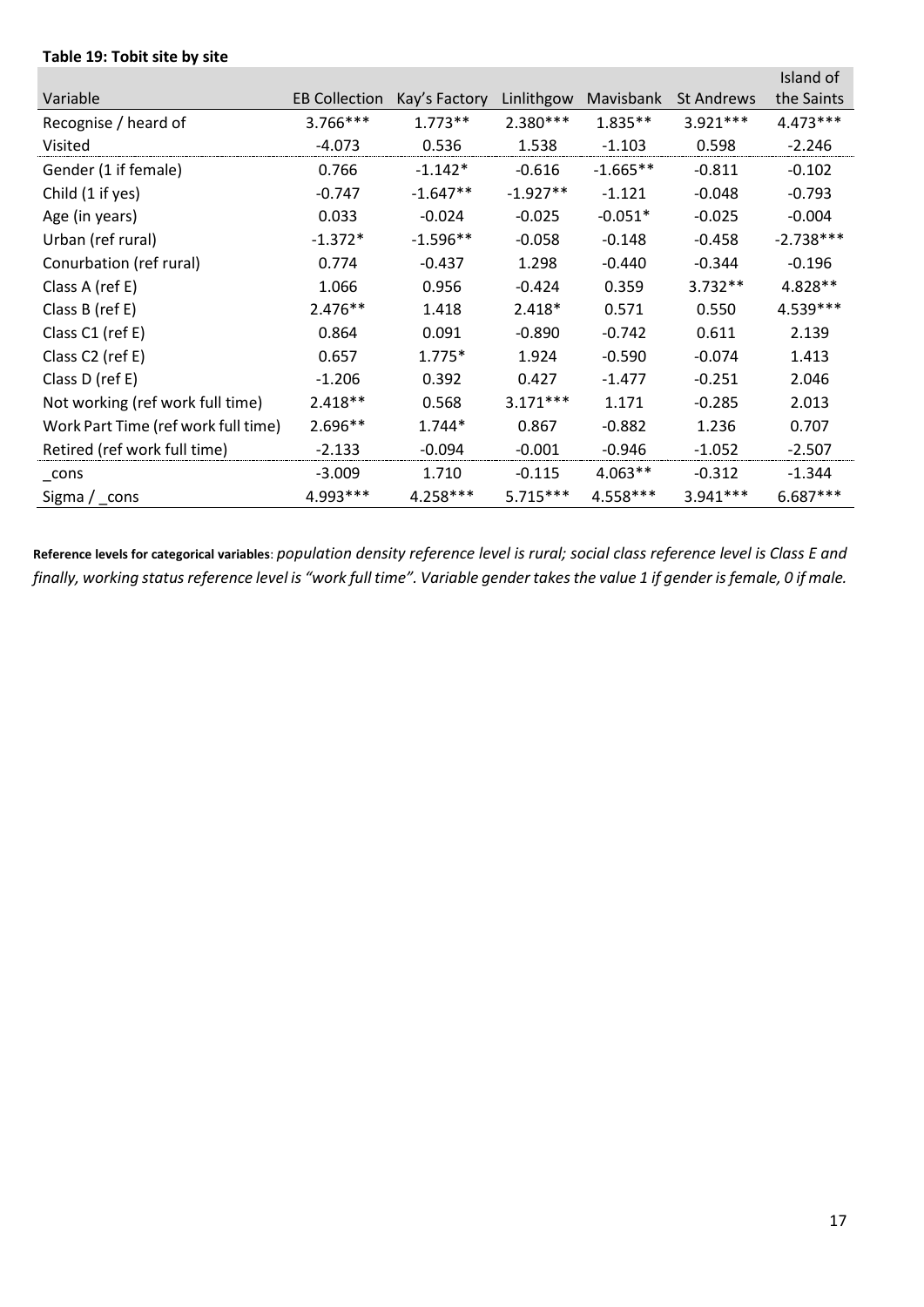**Table 19: Tobit site by site**

| Variable | EB Collection | Kay's Factory | Linlithgow | Mavisbank | St Andrews | Island of the Saints |
|---|---|---|---|---|---|---|
| Recognise / heard of | 3.766*** | 1.773** | 2.380*** | 1.835** | 3.921*** | 4.473*** |
| Visited | -4.073 | 0.536 | 1.538 | -1.103 | 0.598 | -2.246 |
| Gender (1 if female) | 0.766 | -1.142* | -0.616 | -1.665** | -0.811 | -0.102 |
| Child (1 if yes) | -0.747 | -1.647** | -1.927** | -1.121 | -0.048 | -0.793 |
| Age (in years) | 0.033 | -0.024 | -0.025 | -0.051* | -0.025 | -0.004 |
| Urban (ref rural) | -1.372* | -1.596** | -0.058 | -0.148 | -0.458 | -2.738*** |
| Conurbation (ref rural) | 0.774 | -0.437 | 1.298 | -0.440 | -0.344 | -0.196 |
| Class A (ref E) | 1.066 | 0.956 | -0.424 | 0.359 | 3.732** | 4.828** |
| Class B (ref E) | 2.476** | 1.418 | 2.418* | 0.571 | 0.550 | 4.539*** |
| Class C1 (ref E) | 0.864 | 0.091 | -0.890 | -0.742 | 0.611 | 2.139 |
| Class C2 (ref E) | 0.657 | 1.775* | 1.924 | -0.590 | -0.074 | 1.413 |
| Class D (ref E) | -1.206 | 0.392 | 0.427 | -1.477 | -0.251 | 2.046 |
| Not working (ref work full time) | 2.418** | 0.568 | 3.171*** | 1.171 | -0.285 | 2.013 |
| Work Part Time (ref work full time) | 2.696** | 1.744* | 0.867 | -0.882 | 1.236 | 0.707 |
| Retired (ref work full time) | -2.133 | -0.094 | -0.001 | -0.946 | -1.052 | -2.507 |
| _cons | -3.009 | 1.710 | -0.115 | 4.063** | -0.312 | -1.344 |
| Sigma / _cons | 4.993*** | 4.258*** | 5.715*** | 4.558*** | 3.941*** | 6.687*** |

**Reference levels for categorical variables**: *population density reference level is rural; social class reference level is Class E and finally, working status reference level is "work full time". Variable gender takes the value 1 if gender is female, 0 if male.*